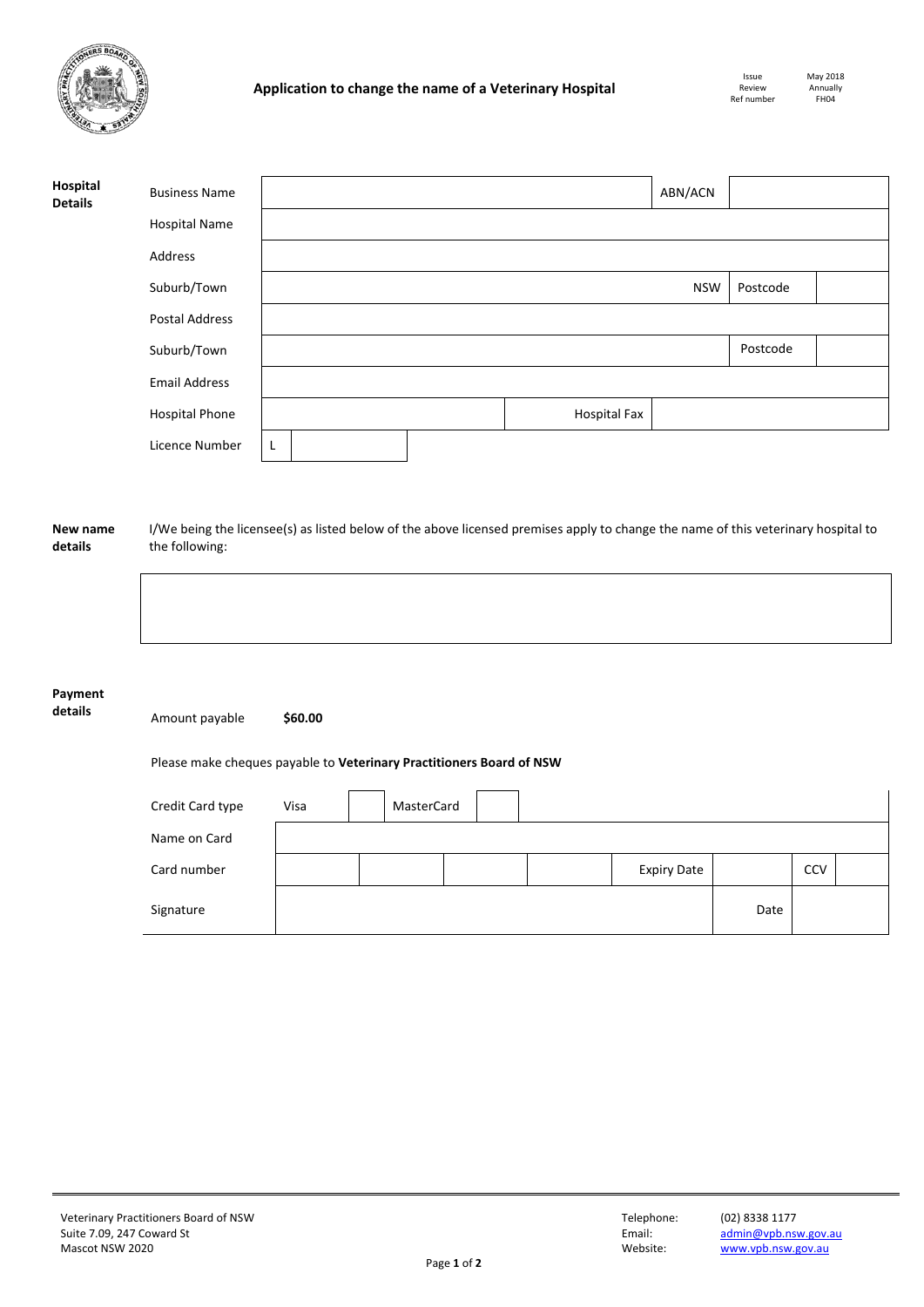# Application to change the name of a Veterinary Hospital

| Issue | May 2018 |
| --- | --- |
| Review | Annually |
| Ref number | FH04 |

**Hospital Details**

| | | | |
| --- | --- | --- | --- |
| Business Name | | ABN/ACN | |
| Hospital Name | | | |
| Address | | | |
| Suburb/Town | NSW | Postcode | |
| Postal Address | | | |
| Suburb/Town | | Postcode | |
| Email Address | | | |
| Hospital Phone | | Hospital Fax | |
| Licence Number | L | | |

**New name details**

I/We being the licensee(s) as listed below of the above licensed premises apply to change the name of this veterinary hospital to the following:

| |
| --- |
| |

**Payment details**

Amount payable **$60.00**

Please make cheques payable to **Veterinary Practitioners Board of NSW**

| | | | | | | | |
| --- | --- | --- | --- | --- | --- | --- | --- |
| Credit Card type | Visa | | MasterCard | | | | |
| Name on Card | | | | | | | |
| Card number | | | | | Expiry Date | CCV | |
| Signature | | | | | | Date | |

Veterinary Practitioners Board of NSW
Suite 7.09, 247 Coward St
Mascot NSW 2020

Telephone: (02) 8338 1177
Email: admin@vpb.nsw.gov.au
Website: www.vpb.nsw.gov.au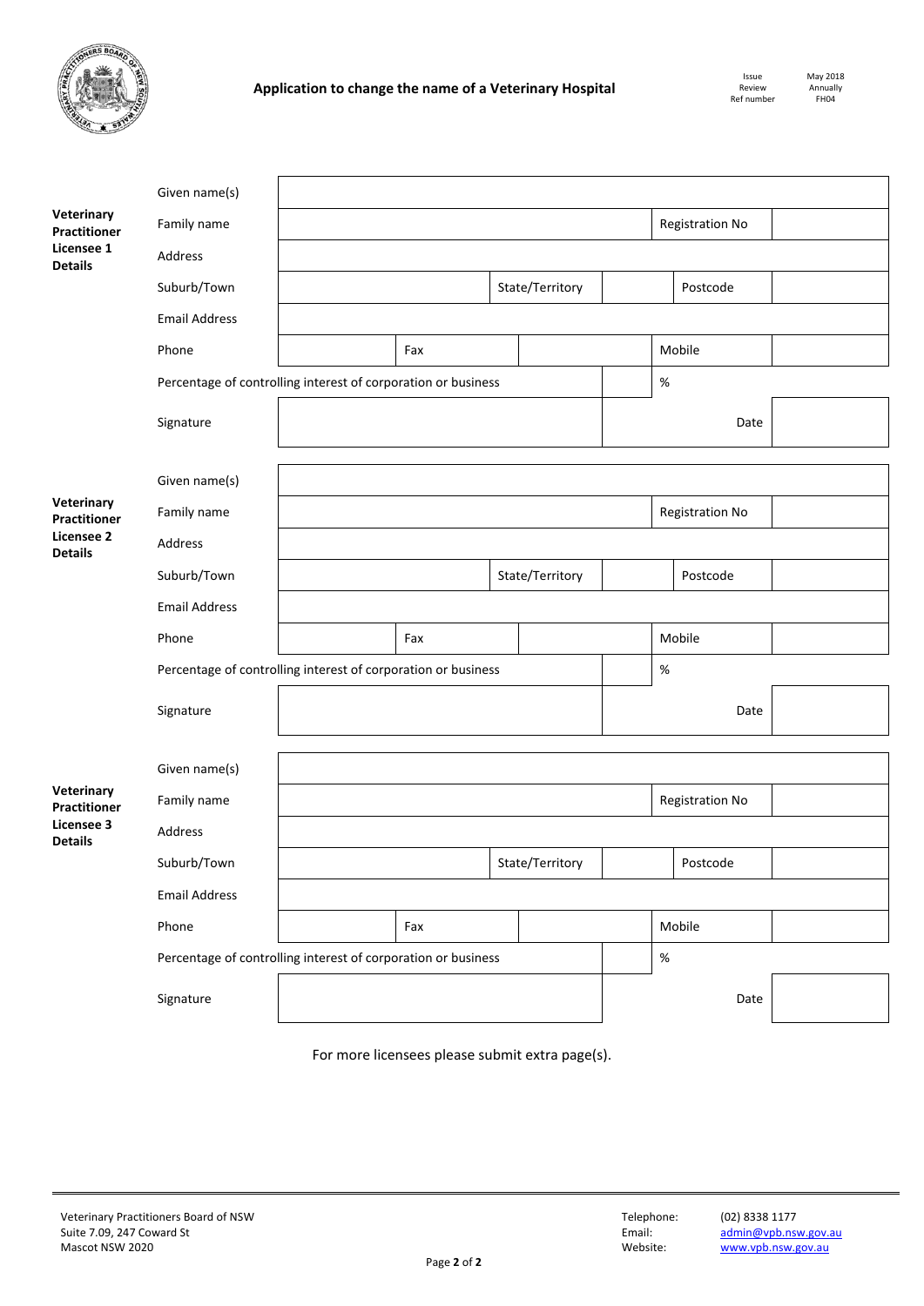# Application to change the name of a Veterinary Hospital

| Issue | May 2018 |
|---|---|
| Review | Annually |
| Ref number | FH04 |

**Veterinary Practitioner Licensee 1 Details**

| | | | | | |
|---|---|---|---|---|---|
| Given name(s) | | | | | |
| Family name | | | | Registration No | |
| Address | | | | | |
| Suburb/Town | | State/Territory | | Postcode | |
| Email Address | | | | | |
| Phone | | Fax | | Mobile | |
| Percentage of controlling interest of corporation or business | | | | % | |
| Signature | | | | Date | |

**Veterinary Practitioner Licensee 2 Details**

| | | | | | |
|---|---|---|---|---|---|
| Given name(s) | | | | | |
| Family name | | | | Registration No | |
| Address | | | | | |
| Suburb/Town | | State/Territory | | Postcode | |
| Email Address | | | | | |
| Phone | | Fax | | Mobile | |
| Percentage of controlling interest of corporation or business | | | | % | |
| Signature | | | | Date | |

**Veterinary Practitioner Licensee 3 Details**

| | | | | | |
|---|---|---|---|---|---|
| Given name(s) | | | | | |
| Family name | | | | Registration No | |
| Address | | | | | |
| Suburb/Town | | State/Territory | | Postcode | |
| Email Address | | | | | |
| Phone | | Fax | | Mobile | |
| Percentage of controlling interest of corporation or business | | | | % | |
| Signature | | | | Date | |

For more licensees please submit extra page(s).

Veterinary Practitioners Board of NSW
Suite 7.09, 247 Coward St
Mascot NSW 2020

Telephone: (02) 8338 1177
Email: admin@vpb.nsw.gov.au
Website: www.vpb.nsw.gov.au